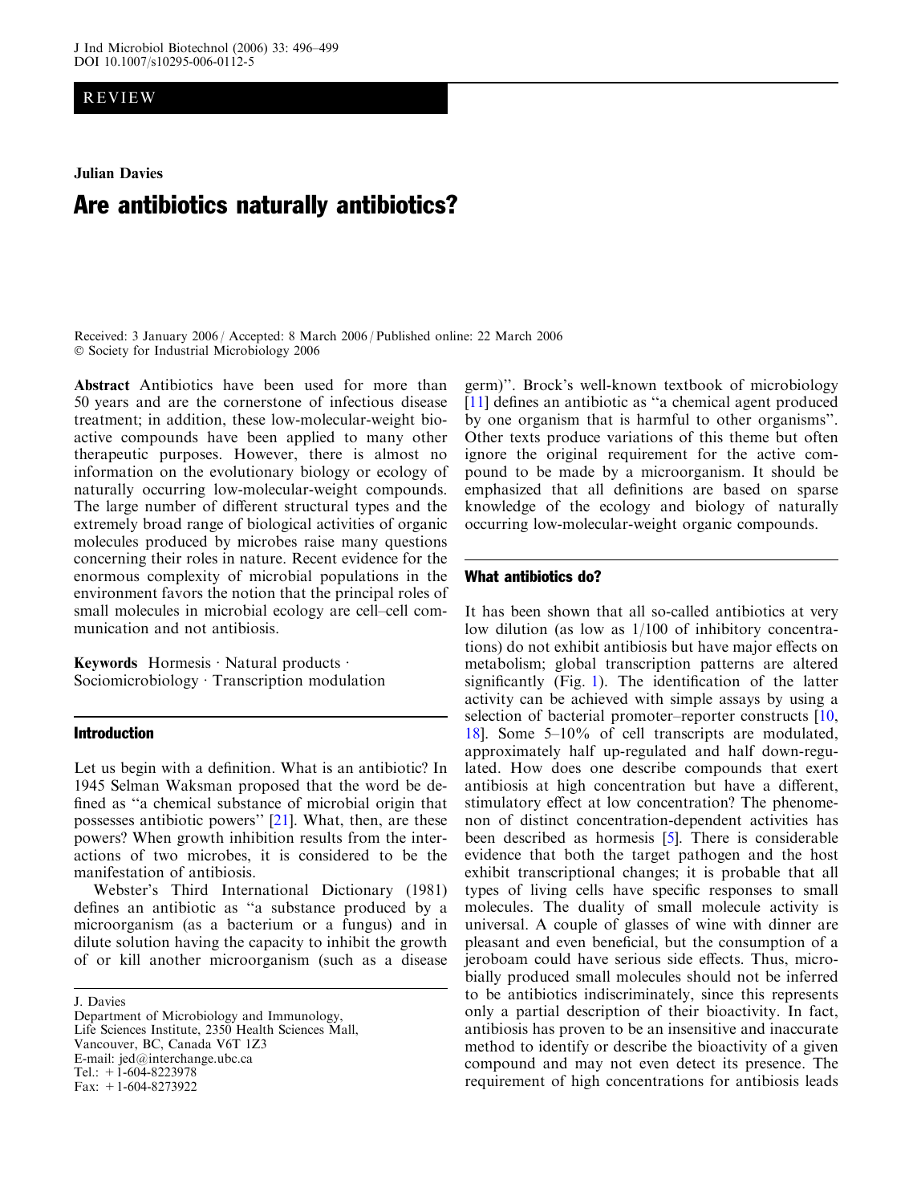REVIEW

**Julian Davies**

# Are antibiotics naturally antibiotics?

Received: 3 January 2006 / Accepted: 8 March 2006 / Published online: 22 March 2006
© Society for Industrial Microbiology 2006

**Abstract** Antibiotics have been used for more than 50 years and are the cornerstone of infectious disease treatment; in addition, these low-molecular-weight bioactive compounds have been applied to many other therapeutic purposes. However, there is almost no information on the evolutionary biology or ecology of naturally occurring low-molecular-weight compounds. The large number of different structural types and the extremely broad range of biological activities of organic molecules produced by microbes raise many questions concerning their roles in nature. Recent evidence for the enormous complexity of microbial populations in the environment favors the notion that the principal roles of small molecules in microbial ecology are cell–cell communication and not antibiosis.

**Keywords** Hormesis · Natural products · Sociomicrobiology · Transcription modulation

## Introduction

Let us begin with a definition. What is an antibiotic? In 1945 Selman Waksman proposed that the word be defined as "a chemical substance of microbial origin that possesses antibiotic powers" [21]. What, then, are these powers? When growth inhibition results from the interactions of two microbes, it is considered to be the manifestation of antibiosis.

Webster's Third International Dictionary (1981) defines an antibiotic as "a substance produced by a microorganism (as a bacterium or a fungus) and in dilute solution having the capacity to inhibit the growth of or kill another microorganism (such as a disease germ)". Brock's well-known textbook of microbiology [11] defines an antibiotic as "a chemical agent produced by one organism that is harmful to other organisms". Other texts produce variations of this theme but often ignore the original requirement for the active compound to be made by a microorganism. It should be emphasized that all definitions are based on sparse knowledge of the ecology and biology of naturally occurring low-molecular-weight organic compounds.

## What antibiotics do?

It has been shown that all so-called antibiotics at very low dilution (as low as 1/100 of inhibitory concentrations) do not exhibit antibiosis but have major effects on metabolism; global transcription patterns are altered significantly (Fig. 1). The identification of the latter activity can be achieved with simple assays by using a selection of bacterial promoter–reporter constructs [10, 18]. Some 5–10% of cell transcripts are modulated, approximately half up-regulated and half down-regulated. How does one describe compounds that exert antibiosis at high concentration but have a different, stimulatory effect at low concentration? The phenomenon of distinct concentration-dependent activities has been described as hormesis [5]. There is considerable evidence that both the target pathogen and the host exhibit transcriptional changes; it is probable that all types of living cells have specific responses to small molecules. The duality of small molecule activity is universal. A couple of glasses of wine with dinner are pleasant and even beneficial, but the consumption of a jeroboam could have serious side effects. Thus, microbially produced small molecules should not be inferred to be antibiotics indiscriminately, since this represents only a partial description of their bioactivity. In fact, antibiosis has proven to be an insensitive and inaccurate method to identify or describe the bioactivity of a given compound and may not even detect its presence. The requirement of high concentrations for antibiosis leads

J. Davies
Department of Microbiology and Immunology,
Life Sciences Institute, 2350 Health Sciences Mall,
Vancouver, BC, Canada V6T 1Z3
E-mail: jed@interchange.ubc.ca
Tel.: +1-604-8223978
Fax: +1-604-8273922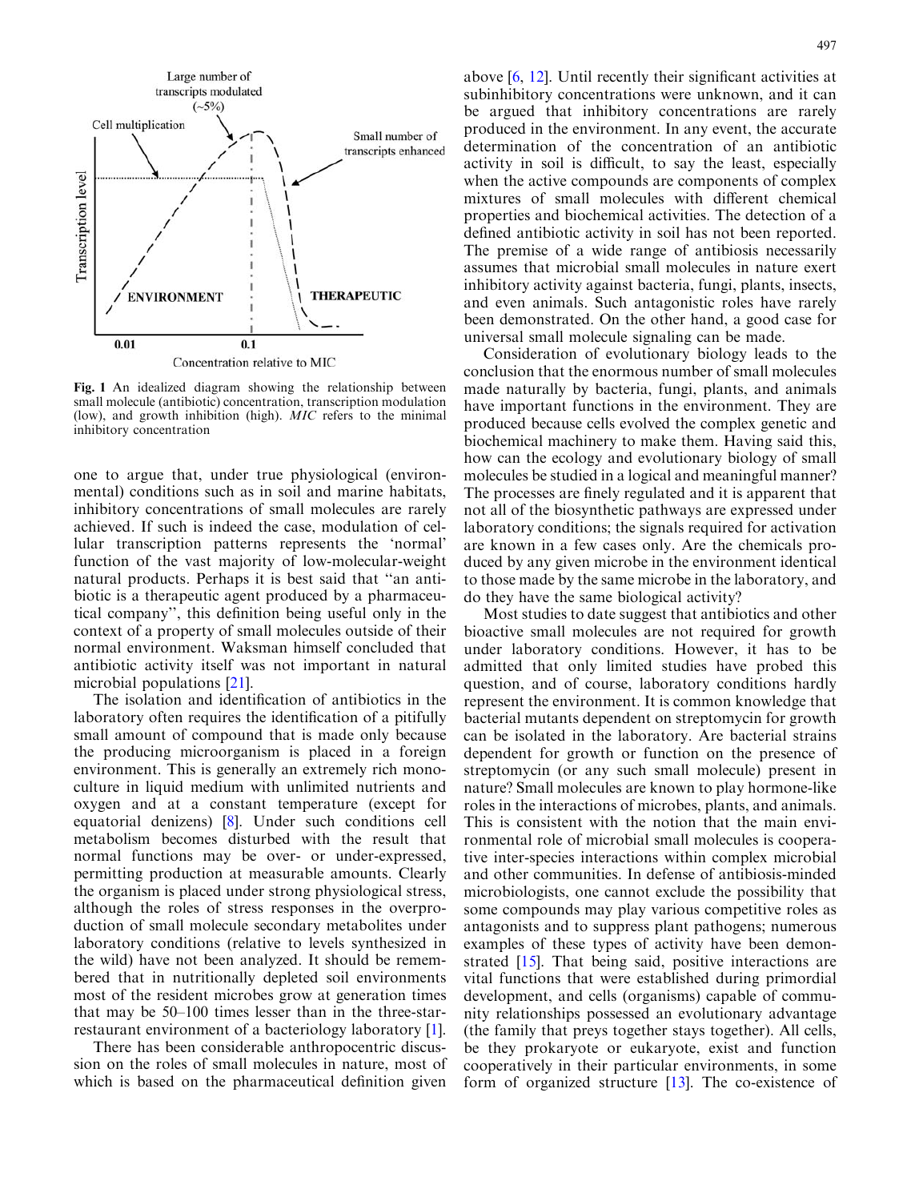Fig. 1 An idealized diagram showing the relationship between small molecule (antibiotic) concentration, transcription modulation (low), and growth inhibition (high). *MIC* refers to the minimal inhibitory concentration

one to argue that, under true physiological (environmental) conditions such as in soil and marine habitats, inhibitory concentrations of small molecules are rarely achieved. If such is indeed the case, modulation of cellular transcription patterns represents the 'normal' function of the vast majority of low-molecular-weight natural products. Perhaps it is best said that "an antibiotic is a therapeutic agent produced by a pharmaceutical company", this definition being useful only in the context of a property of small molecules outside of their normal environment. Waksman himself concluded that antibiotic activity itself was not important in natural microbial populations [21].

The isolation and identification of antibiotics in the laboratory often requires the identification of a pitifully small amount of compound that is made only because the producing microorganism is placed in a foreign environment. This is generally an extremely rich monoculture in liquid medium with unlimited nutrients and oxygen and at a constant temperature (except for equatorial denizens) [8]. Under such conditions cell metabolism becomes disturbed with the result that normal functions may be over- or under-expressed, permitting production at measurable amounts. Clearly the organism is placed under strong physiological stress, although the roles of stress responses in the overproduction of small molecule secondary metabolites under laboratory conditions (relative to levels synthesized in the wild) have not been analyzed. It should be remembered that in nutritionally depleted soil environments most of the resident microbes grow at generation times that may be 50–100 times lesser than in the three-star-restaurant environment of a bacteriology laboratory [1].

There has been considerable anthropocentric discussion on the roles of small molecules in nature, most of which is based on the pharmaceutical definition given above [6, 12]. Until recently their significant activities at subinhibitory concentrations were unknown, and it can be argued that inhibitory concentrations are rarely produced in the environment. In any event, the accurate determination of the concentration of an antibiotic activity in soil is difficult, to say the least, especially when the active compounds are components of complex mixtures of small molecules with different chemical properties and biochemical activities. The detection of a defined antibiotic activity in soil has not been reported. The premise of a wide range of antibiosis necessarily assumes that microbial small molecules in nature exert inhibitory activity against bacteria, fungi, plants, insects, and even animals. Such antagonistic roles have rarely been demonstrated. On the other hand, a good case for universal small molecule signaling can be made.

Consideration of evolutionary biology leads to the conclusion that the enormous number of small molecules made naturally by bacteria, fungi, plants, and animals have important functions in the environment. They are produced because cells evolved the complex genetic and biochemical machinery to make them. Having said this, how can the ecology and evolutionary biology of small molecules be studied in a logical and meaningful manner? The processes are finely regulated and it is apparent that not all of the biosynthetic pathways are expressed under laboratory conditions; the signals required for activation are known in a few cases only. Are the chemicals produced by any given microbe in the environment identical to those made by the same microbe in the laboratory, and do they have the same biological activity?

Most studies to date suggest that antibiotics and other bioactive small molecules are not required for growth under laboratory conditions. However, it has to be admitted that only limited studies have probed this question, and of course, laboratory conditions hardly represent the environment. It is common knowledge that bacterial mutants dependent on streptomycin for growth can be isolated in the laboratory. Are bacterial strains dependent for growth or function on the presence of streptomycin (or any such small molecule) present in nature? Small molecules are known to play hormone-like roles in the interactions of microbes, plants, and animals. This is consistent with the notion that the main environmental role of microbial small molecules is cooperative inter-species interactions within complex microbial and other communities. In defense of antibiosis-minded microbiologists, one cannot exclude the possibility that some compounds may play various competitive roles as antagonists and to suppress plant pathogens; numerous examples of these types of activity have been demonstrated [15]. That being said, positive interactions are vital functions that were established during primordial development, and cells (organisms) capable of community relationships possessed an evolutionary advantage (the family that preys together stays together). All cells, be they prokaryote or eukaryote, exist and function cooperatively in their particular environments, in some form of organized structure [13]. The co-existence of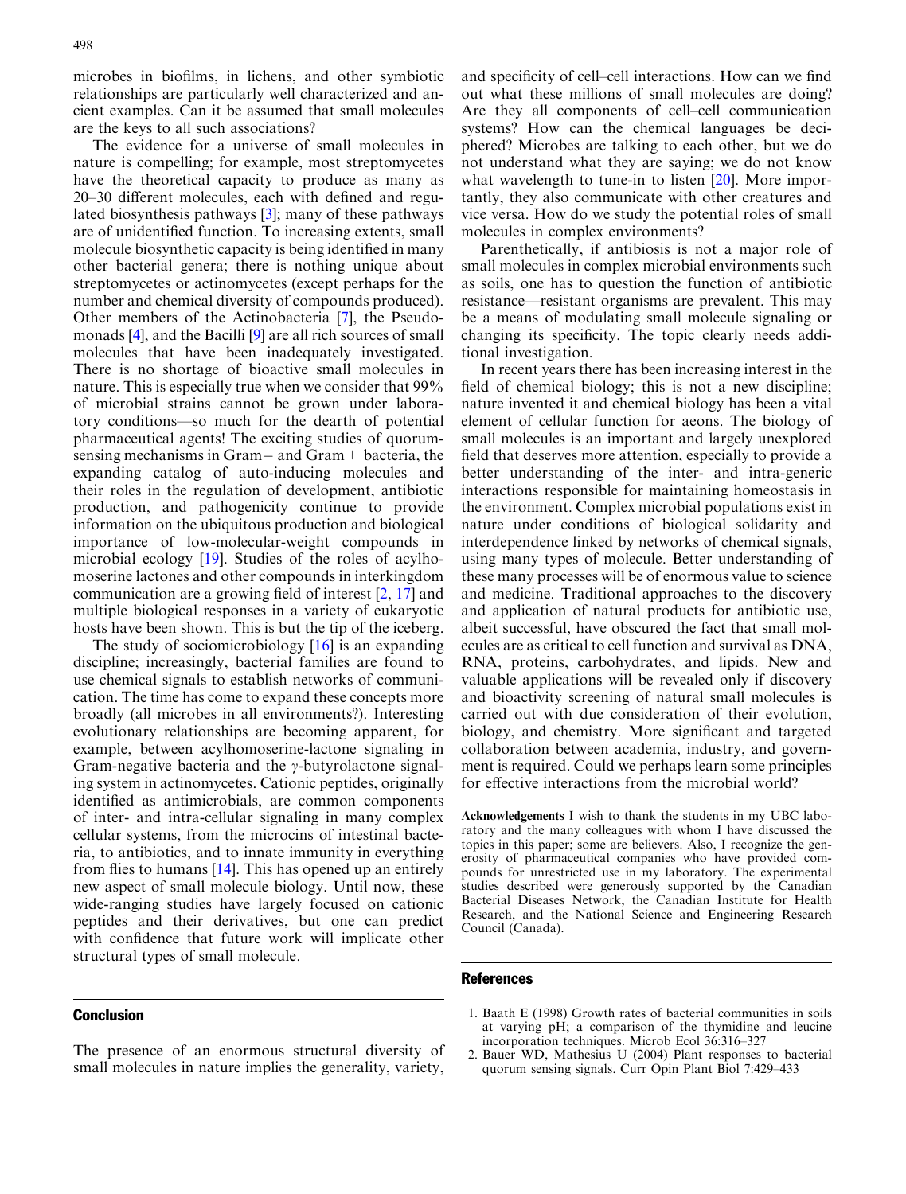microbes in biofilms, in lichens, and other symbiotic relationships are particularly well characterized and ancient examples. Can it be assumed that small molecules are the keys to all such associations?

The evidence for a universe of small molecules in nature is compelling; for example, most streptomycetes have the theoretical capacity to produce as many as 20–30 different molecules, each with defined and regulated biosynthesis pathways [3]; many of these pathways are of unidentified function. To increasing extents, small molecule biosynthetic capacity is being identified in many other bacterial genera; there is nothing unique about streptomycetes or actinomycetes (except perhaps for the number and chemical diversity of compounds produced). Other members of the Actinobacteria [7], the Pseudomonads [4], and the Bacilli [9] are all rich sources of small molecules that have been inadequately investigated. There is no shortage of bioactive small molecules in nature. This is especially true when we consider that 99% of microbial strains cannot be grown under laboratory conditions—so much for the dearth of potential pharmaceutical agents! The exciting studies of quorum-sensing mechanisms in Gram− and Gram+ bacteria, the expanding catalog of auto-inducing molecules and their roles in the regulation of development, antibiotic production, and pathogenicity continue to provide information on the ubiquitous production and biological importance of low-molecular-weight compounds in microbial ecology [19]. Studies of the roles of acylhomoserine lactones and other compounds in interkingdom communication are a growing field of interest [2, 17] and multiple biological responses in a variety of eukaryotic hosts have been shown. This is but the tip of the iceberg.

The study of sociomicrobiology [16] is an expanding discipline; increasingly, bacterial families are found to use chemical signals to establish networks of communication. The time has come to expand these concepts more broadly (all microbes in all environments?). Interesting evolutionary relationships are becoming apparent, for example, between acylhomoserine-lactone signaling in Gram-negative bacteria and the $\gamma$-butyrolactone signaling system in actinomycetes. Cationic peptides, originally identified as antimicrobials, are common components of inter- and intra-cellular signaling in many complex cellular systems, from the microcins of intestinal bacteria, to antibiotics, and to innate immunity in everything from flies to humans [14]. This has opened up an entirely new aspect of small molecule biology. Until now, these wide-ranging studies have largely focused on cationic peptides and their derivatives, but one can predict with confidence that future work will implicate other structural types of small molecule.

## Conclusion

The presence of an enormous structural diversity of small molecules in nature implies the generality, variety, and specificity of cell–cell interactions. How can we find out what these millions of small molecules are doing? Are they all components of cell–cell communication systems? How can the chemical languages be deciphered? Microbes are talking to each other, but we do not understand what they are saying; we do not know what wavelength to tune-in to listen [20]. More importantly, they also communicate with other creatures and vice versa. How do we study the potential roles of small molecules in complex environments?

Parenthetically, if antibiosis is not a major role of small molecules in complex microbial environments such as soils, one has to question the function of antibiotic resistance—resistant organisms are prevalent. This may be a means of modulating small molecule signaling or changing its specificity. The topic clearly needs additional investigation.

In recent years there has been increasing interest in the field of chemical biology; this is not a new discipline; nature invented it and chemical biology has been a vital element of cellular function for aeons. The biology of small molecules is an important and largely unexplored field that deserves more attention, especially to provide a better understanding of the inter- and intra-generic interactions responsible for maintaining homeostasis in the environment. Complex microbial populations exist in nature under conditions of biological solidarity and interdependence linked by networks of chemical signals, using many types of molecule. Better understanding of these many processes will be of enormous value to science and medicine. Traditional approaches to the discovery and application of natural products for antibiotic use, albeit successful, have obscured the fact that small molecules are as critical to cell function and survival as DNA, RNA, proteins, carbohydrates, and lipids. New and valuable applications will be revealed only if discovery and bioactivity screening of natural small molecules is carried out with due consideration of their evolution, biology, and chemistry. More significant and targeted collaboration between academia, industry, and government is required. Could we perhaps learn some principles for effective interactions from the microbial world?

**Acknowledgements** I wish to thank the students in my UBC laboratory and the many colleagues with whom I have discussed the topics in this paper; some are believers. Also, I recognize the generosity of pharmaceutical companies who have provided compounds for unrestricted use in my laboratory. The experimental studies described were generously supported by the Canadian Bacterial Diseases Network, the Canadian Institute for Health Research, and the National Science and Engineering Research Council (Canada).

## References

1. Baath E (1998) Growth rates of bacterial communities in soils at varying pH; a comparison of the thymidine and leucine incorporation techniques. Microb Ecol 36:316–327
2. Bauer WD, Mathesius U (2004) Plant responses to bacterial quorum sensing signals. Curr Opin Plant Biol 7:429–433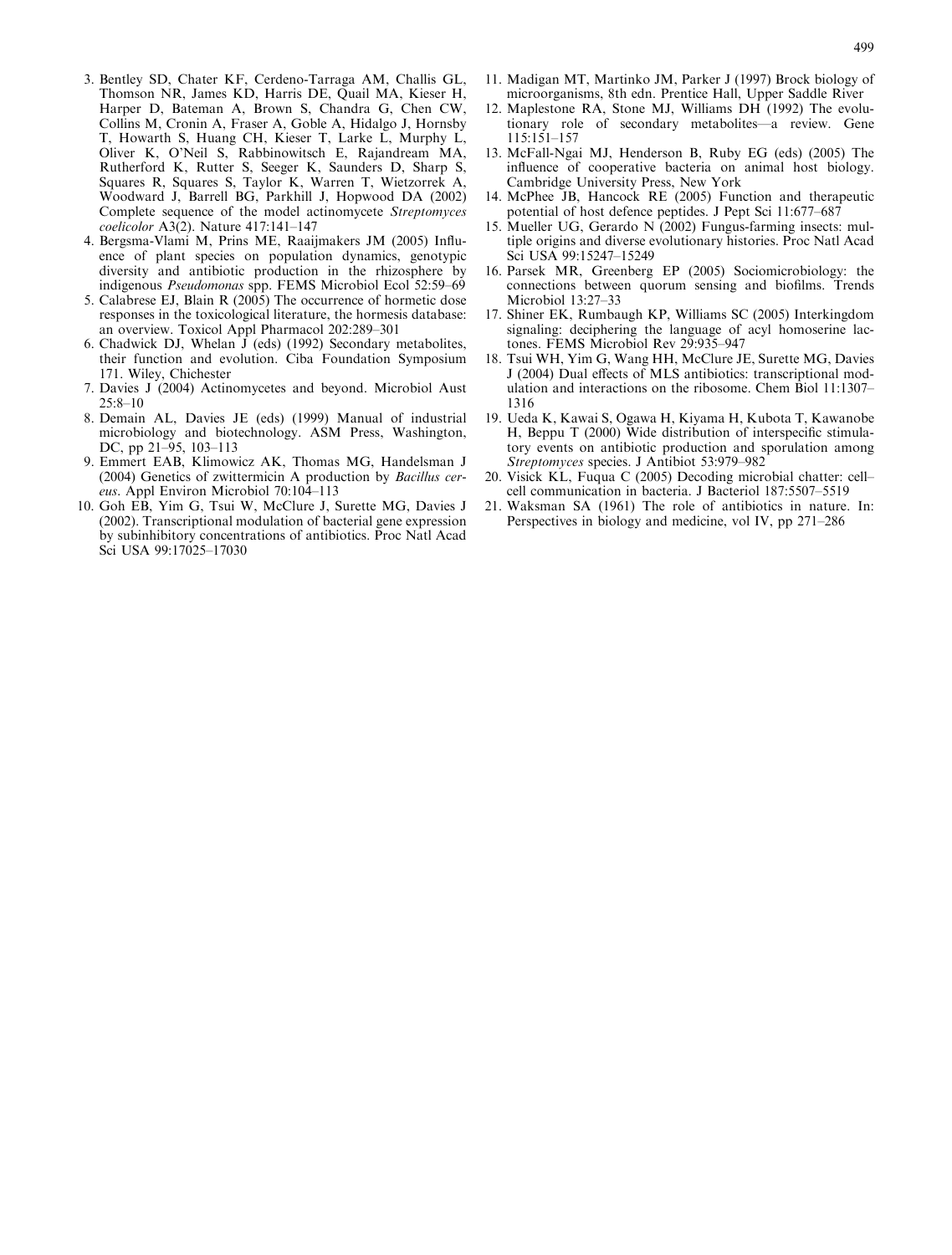3. Bentley SD, Chater KF, Cerdeno-Tarraga AM, Challis GL, Thomson NR, James KD, Harris DE, Quail MA, Kieser H, Harper D, Bateman A, Brown S, Chandra G, Chen CW, Collins M, Cronin A, Fraser A, Goble A, Hidalgo J, Hornsby T, Howarth S, Huang CH, Kieser T, Larke L, Murphy L, Oliver K, O'Neil S, Rabbinowitsch E, Rajandream MA, Rutherford K, Rutter S, Seeger K, Saunders D, Sharp S, Squares R, Squares S, Taylor K, Warren T, Wietzorrek A, Woodward J, Barrell BG, Parkhill J, Hopwood DA (2002) Complete sequence of the model actinomycete *Streptomyces coelicolor* A3(2). Nature 417:141–147
4. Bergsma-Vlami M, Prins ME, Raaijmakers JM (2005) Influence of plant species on population dynamics, genotypic diversity and antibiotic production in the rhizosphere by indigenous *Pseudomonas* spp. FEMS Microbiol Ecol 52:59–69
5. Calabrese EJ, Blain R (2005) The occurrence of hormetic dose responses in the toxicological literature, the hormesis database: an overview. Toxicol Appl Pharmacol 202:289–301
6. Chadwick DJ, Whelan J (eds) (1992) Secondary metabolites, their function and evolution. Ciba Foundation Symposium 171. Wiley, Chichester
7. Davies J (2004) Actinomycetes and beyond. Microbiol Aust 25:8–10
8. Demain AL, Davies JE (eds) (1999) Manual of industrial microbiology and biotechnology. ASM Press, Washington, DC, pp 21–95, 103–113
9. Emmert EAB, Klimowicz AK, Thomas MG, Handelsman J (2004) Genetics of zwittermicin A production by *Bacillus cereus*. Appl Environ Microbiol 70:104–113
10. Goh EB, Yim G, Tsui W, McClure J, Surette MG, Davies J (2002). Transcriptional modulation of bacterial gene expression by subinhibitory concentrations of antibiotics. Proc Natl Acad Sci USA 99:17025–17030
11. Madigan MT, Martinko JM, Parker J (1997) Brock biology of microorganisms, 8th edn. Prentice Hall, Upper Saddle River
12. Maplestone RA, Stone MJ, Williams DH (1992) The evolutionary role of secondary metabolites—a review. Gene 115:151–157
13. McFall-Ngai MJ, Henderson B, Ruby EG (eds) (2005) The influence of cooperative bacteria on animal host biology. Cambridge University Press, New York
14. McPhee JB, Hancock RE (2005) Function and therapeutic potential of host defence peptides. J Pept Sci 11:677–687
15. Mueller UG, Gerardo N (2002) Fungus-farming insects: multiple origins and diverse evolutionary histories. Proc Natl Acad Sci USA 99:15247–15249
16. Parsek MR, Greenberg EP (2005) Sociomicrobiology: the connections between quorum sensing and biofilms. Trends Microbiol 13:27–33
17. Shiner EK, Rumbaugh KP, Williams SC (2005) Interkingdom signaling: deciphering the language of acyl homoserine lactones. FEMS Microbiol Rev 29:935–947
18. Tsui WH, Yim G, Wang HH, McClure JE, Surette MG, Davies J (2004) Dual effects of MLS antibiotics: transcriptional modulation and interactions on the ribosome. Chem Biol 11:1307–1316
19. Ueda K, Kawai S, Ogawa H, Kiyama H, Kubota T, Kawanobe H, Beppu T (2000) Wide distribution of interspecific stimulatory events on antibiotic production and sporulation among *Streptomyces* species. J Antibiot 53:979–982
20. Visick KL, Fuqua C (2005) Decoding microbial chatter: cell–cell communication in bacteria. J Bacteriol 187:5507–5519
21. Waksman SA (1961) The role of antibiotics in nature. In: Perspectives in biology and medicine, vol IV, pp 271–286